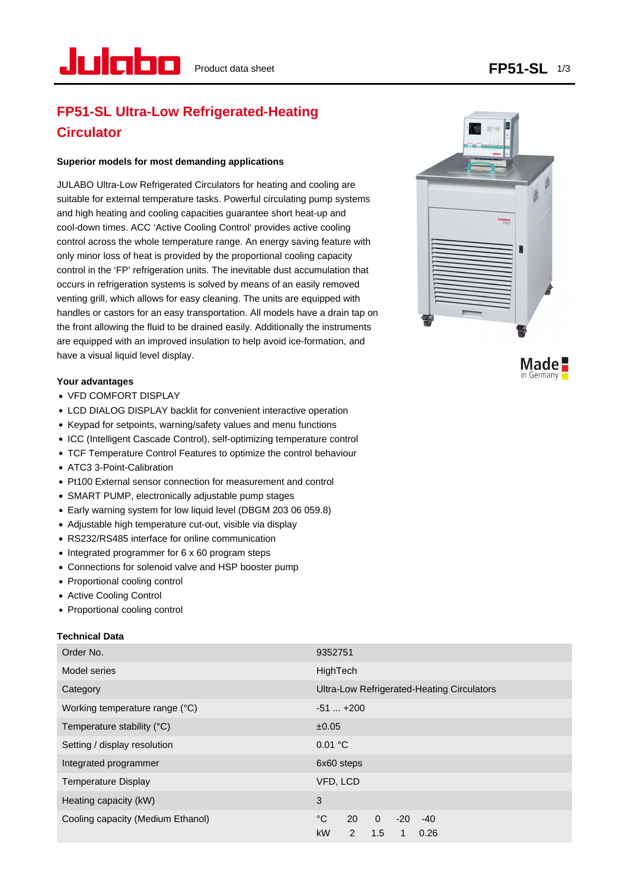# FP51-SL Ultra-Low Refrigerated-Heating Circulator

### Superior models for most demanding applications

JULABO Ultra-Low Refrigerated Circulators for heating and cooling are suitable for external temperature tasks. Powerful circulating pump systems and high heating and cooling capacities guarantee short heat-up and cool-down times. ACC 'Active Cooling Control' provides active cooling control across the whole temperature range. An energy saving feature with only minor loss of heat is provided by the proportional cooling capacity control in the 'FP' refrigeration units. The inevitable dust accumulation that occurs in refrigeration systems is solved by means of an easily removed venting grill, which allows for easy cleaning. The units are equipped with handles or castors for an easy transportation. All models have a drain tap on the front allowing the fluid to be drained easily. Additionally the instruments are equipped with an improved insulation to help avoid ice-formation, and have a visual liquid level display.

### Your advantages

- VFD COMFORT DISPLAY
- LCD DIALOG DISPLAY backlit for convenient interactive operation
- Keypad for setpoints, warning/safety values and menu functions
- ICC (Intelligent Cascade Control), self-optimizing temperature control
- TCF Temperature Control Features to optimize the control behaviour
- ATC3 3-Point-Calibration
- Pt100 External sensor connection for measurement and control
- SMART PUMP, electronically adjustable pump stages
- Early warning system for low liquid level (DBGM 203 06 059.8)
- Adjustable high temperature cut-out, visible via display
- RS232/RS485 interface for online communication
- Integrated programmer for 6 x 60 program steps
- Connections for solenoid valve and HSP booster pump
- Proportional cooling control
- Active Cooling Control
- Proportional cooling control

### Technical Data

| | |
|---|---|
| Order No. | 9352751 |
| Model series | HighTech |
| Category | Ultra-Low Refrigerated-Heating Circulators |
| Working temperature range (°C) | -51 ... +200 |
| Temperature stability (°C) | ±0.05 |
| Setting / display resolution | 0.01 °C |
| Integrated programmer | 6x60 steps |
| Temperature Display | VFD, LCD |
| Heating capacity (kW) | 3 |
| Cooling capacity (Medium Ethanol) | °C: 20, 0, -20, -40<br>kW: 2, 1.5, 1, 0.26 |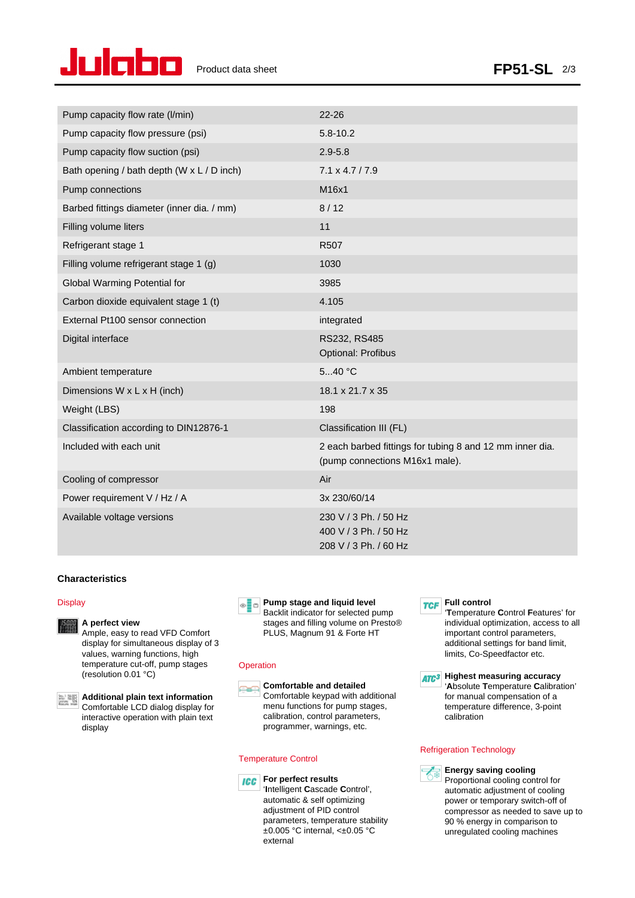| | |
|---|---|
| Pump capacity flow rate (l/min) | 22-26 |
| Pump capacity flow pressure (psi) | 5.8-10.2 |
| Pump capacity flow suction (psi) | 2.9-5.8 |
| Bath opening / bath depth (W x L / D inch) | 7.1 x 4.7 / 7.9 |
| Pump connections | M16x1 |
| Barbed fittings diameter (inner dia. / mm) | 8 / 12 |
| Filling volume liters | 11 |
| Refrigerant stage 1 | R507 |
| Filling volume refrigerant stage 1 (g) | 1030 |
| Global Warming Potential for | 3985 |
| Carbon dioxide equivalent stage 1 (t) | 4.105 |
| External Pt100 sensor connection | integrated |
| Digital interface | RS232, RS485<br>Optional: Profibus |
| Ambient temperature | 5...40 °C |
| Dimensions W x L x H (inch) | 18.1 x 21.7 x 35 |
| Weight (LBS) | 198 |
| Classification according to DIN12876-1 | Classification III (FL) |
| Included with each unit | 2 each barbed fittings for tubing 8 and 12 mm inner dia. (pump connections M16x1 male). |
| Cooling of compressor | Air |
| Power requirement V / Hz / A | 3x 230/60/14 |
| Available voltage versions | 230 V / 3 Ph. / 50 Hz<br>400 V / 3 Ph. / 50 Hz<br>208 V / 3 Ph. / 60 Hz |

## Characteristics

### Display

**A perfect view**
Ample, easy to read VFD Comfort display for simultaneous display of 3 values, warning functions, high temperature cut-off, pump stages (resolution 0.01 °C)

**Additional plain text information**
Comfortable LCD dialog display for interactive operation with plain text display

**Pump stage and liquid level**
Backlit indicator for selected pump stages and filling volume on Presto® PLUS, Magnum 91 & Forte HT

### Operation

**Comfortable and detailed**
Comfortable keypad with additional menu functions for pump stages, calibration, control parameters, programmer, warnings, etc.

### Temperature Control

**For perfect results**
'Intelligent Cascade Control', automatic & self optimizing adjustment of PID control parameters, temperature stability ±0.005 °C internal, <±0.05 °C external

**Full control**
'Temperature Control Features' for individual optimization, access to all important control parameters, additional settings for band limit, limits, Co-Speedfactor etc.

**Highest measuring accuracy**
'Absolute Temperature Calibration' for manual compensation of a temperature difference, 3-point calibration

### Refrigeration Technology

**Energy saving cooling**
Proportional cooling control for automatic adjustment of cooling power or temporary switch-off of compressor as needed to save up to 90 % energy in comparison to unregulated cooling machines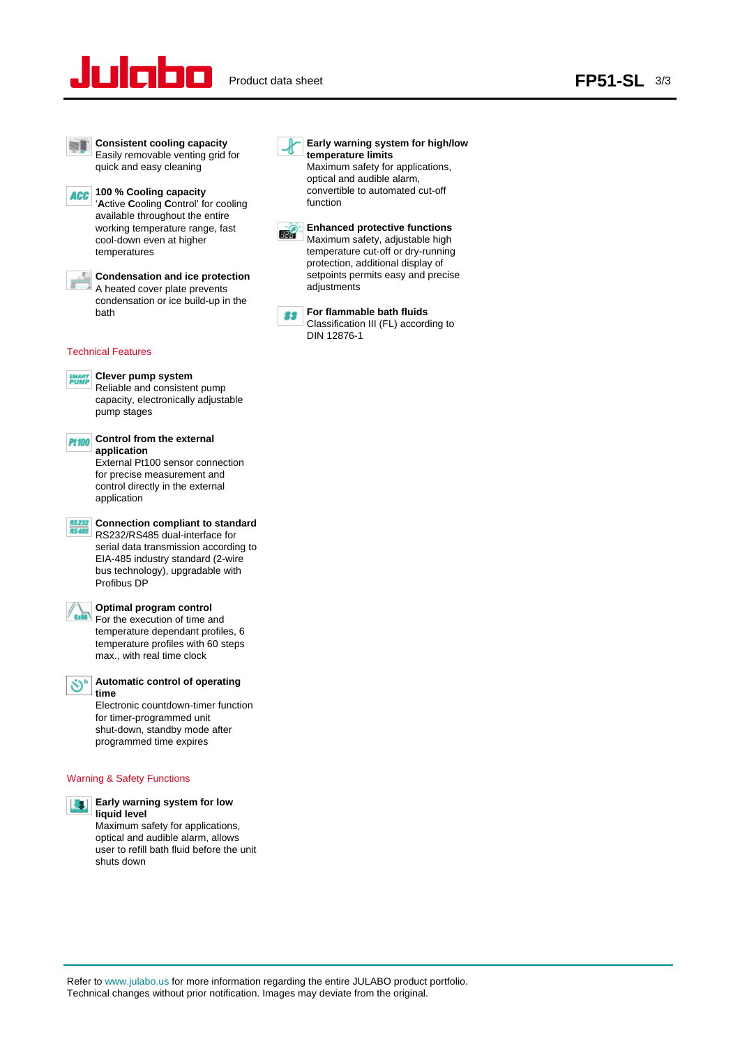**Consistent cooling capacity**
Easily removable venting grid for quick and easy cleaning

**100 % Cooling capacity**
'**A**ctive **C**ooling **C**ontrol' for cooling available throughout the entire working temperature range, fast cool-down even at higher temperatures

**Condensation and ice protection**
A heated cover plate prevents condensation or ice build-up in the bath

## Technical Features

**Clever pump system**
Reliable and consistent pump capacity, electronically adjustable pump stages

**Control from the external application**
External Pt100 sensor connection for precise measurement and control directly in the external application

**Connection compliant to standard**
RS232/RS485 dual-interface for serial data transmission according to EIA-485 industry standard (2-wire bus technology), upgradable with Profibus DP

**Optimal program control**
For the execution of time and temperature dependant profiles, 6 temperature profiles with 60 steps max., with real time clock

**Automatic control of operating time**
Electronic countdown-timer function for timer-programmed unit shut-down, standby mode after programmed time expires

## Warning & Safety Functions

**Early warning system for low liquid level**
Maximum safety for applications, optical and audible alarm, allows user to refill bath fluid before the unit shuts down

**Early warning system for high/low temperature limits**
Maximum safety for applications, optical and audible alarm, convertible to automated cut-off function

**Enhanced protective functions**
Maximum safety, adjustable high temperature cut-off or dry-running protection, additional display of setpoints permits easy and precise adjustments

**For flammable bath fluids**
Classification III (FL) according to DIN 12876-1

Refer to www.julabo.us for more information regarding the entire JULABO product portfolio.
Technical changes without prior notification. Images may deviate from the original.